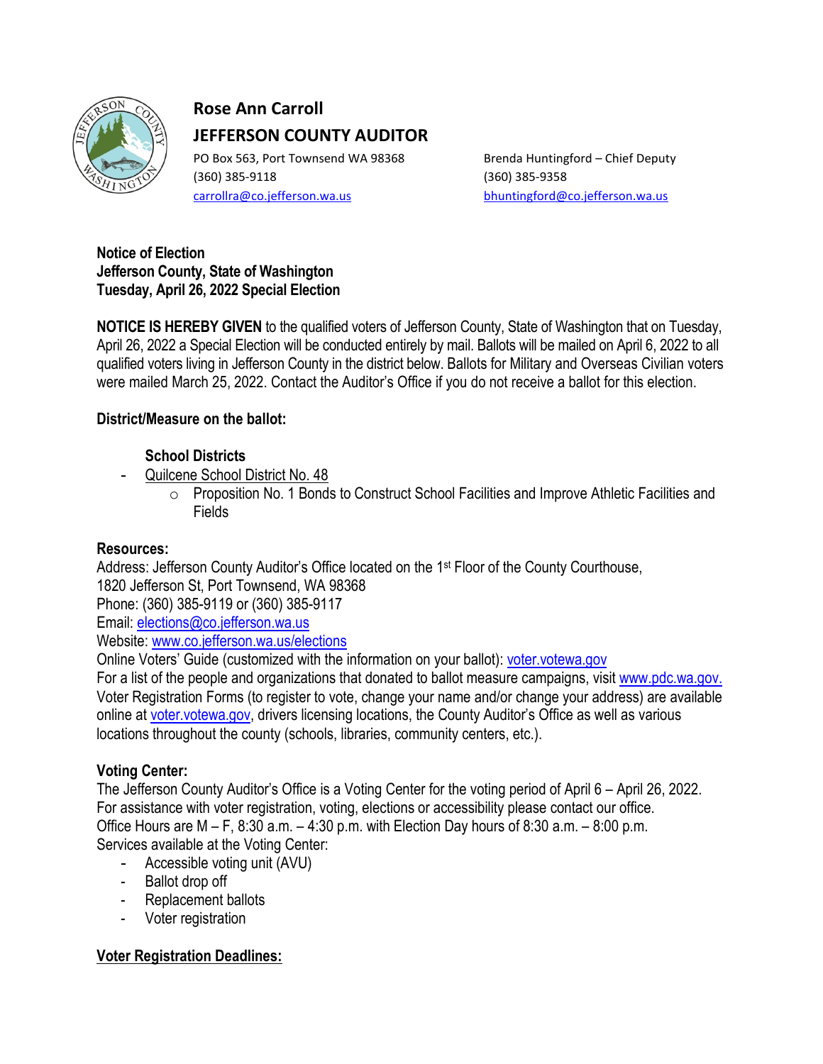# Rose Ann Carroll

## JEFFERSON COUNTY AUDITOR

PO Box 563, Port Townsend WA 98368
(360) 385-9118
carrollra@co.jefferson.wa.us

Brenda Huntingford – Chief Deputy
(360) 385-9358
bhuntingford@co.jefferson.wa.us

**Notice of Election**
**Jefferson County, State of Washington**
**Tuesday, April 26, 2022 Special Election**

**NOTICE IS HEREBY GIVEN** to the qualified voters of Jefferson County, State of Washington that on Tuesday, April 26, 2022 a Special Election will be conducted entirely by mail. Ballots will be mailed on April 6, 2022 to all qualified voters living in Jefferson County in the district below. Ballots for Military and Overseas Civilian voters were mailed March 25, 2022. Contact the Auditor's Office if you do not receive a ballot for this election.

**District/Measure on the ballot:**

**School Districts**

- Quilcene School District No. 48
  - Proposition No. 1 Bonds to Construct School Facilities and Improve Athletic Facilities and Fields

**Resources:**
Address: Jefferson County Auditor's Office located on the 1st Floor of the County Courthouse, 1820 Jefferson St, Port Townsend, WA 98368
Phone: (360) 385-9119 or (360) 385-9117
Email: elections@co.jefferson.wa.us
Website: www.co.jefferson.wa.us/elections
Online Voters' Guide (customized with the information on your ballot): voter.votewa.gov
For a list of the people and organizations that donated to ballot measure campaigns, visit www.pdc.wa.gov.
Voter Registration Forms (to register to vote, change your name and/or change your address) are available online at voter.votewa.gov, drivers licensing locations, the County Auditor's Office as well as various locations throughout the county (schools, libraries, community centers, etc.).

**Voting Center:**
The Jefferson County Auditor's Office is a Voting Center for the voting period of April 6 – April 26, 2022.
For assistance with voter registration, voting, elections or accessibility please contact our office.
Office Hours are M – F, 8:30 a.m. – 4:30 p.m. with Election Day hours of 8:30 a.m. – 8:00 p.m.
Services available at the Voting Center:

- Accessible voting unit (AVU)
- Ballot drop off
- Replacement ballots
- Voter registration

**Voter Registration Deadlines:**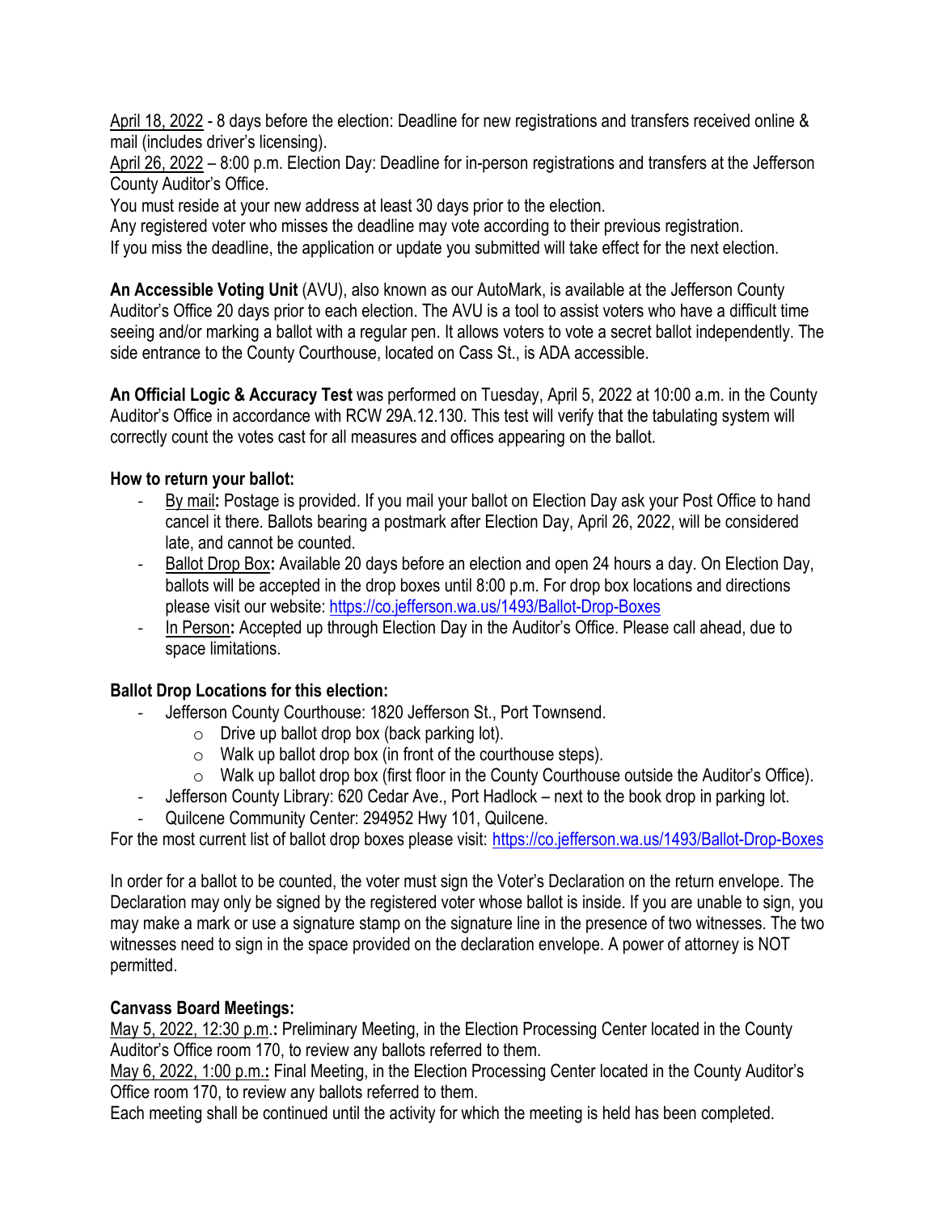<u>April 18, 2022</u> - 8 days before the election: Deadline for new registrations and transfers received online & mail (includes driver's licensing).
<u>April 26, 2022</u> – 8:00 p.m. Election Day: Deadline for in-person registrations and transfers at the Jefferson County Auditor's Office.
You must reside at your new address at least 30 days prior to the election.
Any registered voter who misses the deadline may vote according to their previous registration.
If you miss the deadline, the application or update you submitted will take effect for the next election.

**An Accessible Voting Unit** (AVU), also known as our AutoMark, is available at the Jefferson County Auditor's Office 20 days prior to each election. The AVU is a tool to assist voters who have a difficult time seeing and/or marking a ballot with a regular pen. It allows voters to vote a secret ballot independently. The side entrance to the County Courthouse, located on Cass St., is ADA accessible.

**An Official Logic & Accuracy Test** was performed on Tuesday, April 5, 2022 at 10:00 a.m. in the County Auditor's Office in accordance with RCW 29A.12.130. This test will verify that the tabulating system will correctly count the votes cast for all measures and offices appearing on the ballot.

**How to return your ballot:**

- <u>By mail</u>**:** Postage is provided. If you mail your ballot on Election Day ask your Post Office to hand cancel it there. Ballots bearing a postmark after Election Day, April 26, 2022, will be considered late, and cannot be counted.
- <u>Ballot Drop Box</u>**:** Available 20 days before an election and open 24 hours a day. On Election Day, ballots will be accepted in the drop boxes until 8:00 p.m. For drop box locations and directions please visit our website: https://co.jefferson.wa.us/1493/Ballot-Drop-Boxes
- <u>In Person</u>**:** Accepted up through Election Day in the Auditor's Office. Please call ahead, due to space limitations.

**Ballot Drop Locations for this election:**

- Jefferson County Courthouse: 1820 Jefferson St., Port Townsend.
  - Drive up ballot drop box (back parking lot).
  - Walk up ballot drop box (in front of the courthouse steps).
  - Walk up ballot drop box (first floor in the County Courthouse outside the Auditor's Office).
- Jefferson County Library: 620 Cedar Ave., Port Hadlock – next to the book drop in parking lot.
- Quilcene Community Center: 294952 Hwy 101, Quilcene.

For the most current list of ballot drop boxes please visit: https://co.jefferson.wa.us/1493/Ballot-Drop-Boxes

In order for a ballot to be counted, the voter must sign the Voter's Declaration on the return envelope. The Declaration may only be signed by the registered voter whose ballot is inside. If you are unable to sign, you may make a mark or use a signature stamp on the signature line in the presence of two witnesses. The two witnesses need to sign in the space provided on the declaration envelope. A power of attorney is NOT permitted.

**Canvass Board Meetings:**

<u>May 5, 2022, 12:30 p.m.</u>**:** Preliminary Meeting, in the Election Processing Center located in the County Auditor's Office room 170, to review any ballots referred to them.
<u>May 6, 2022, 1:00 p.m.</u>**:** Final Meeting, in the Election Processing Center located in the County Auditor's Office room 170, to review any ballots referred to them.
Each meeting shall be continued until the activity for which the meeting is held has been completed.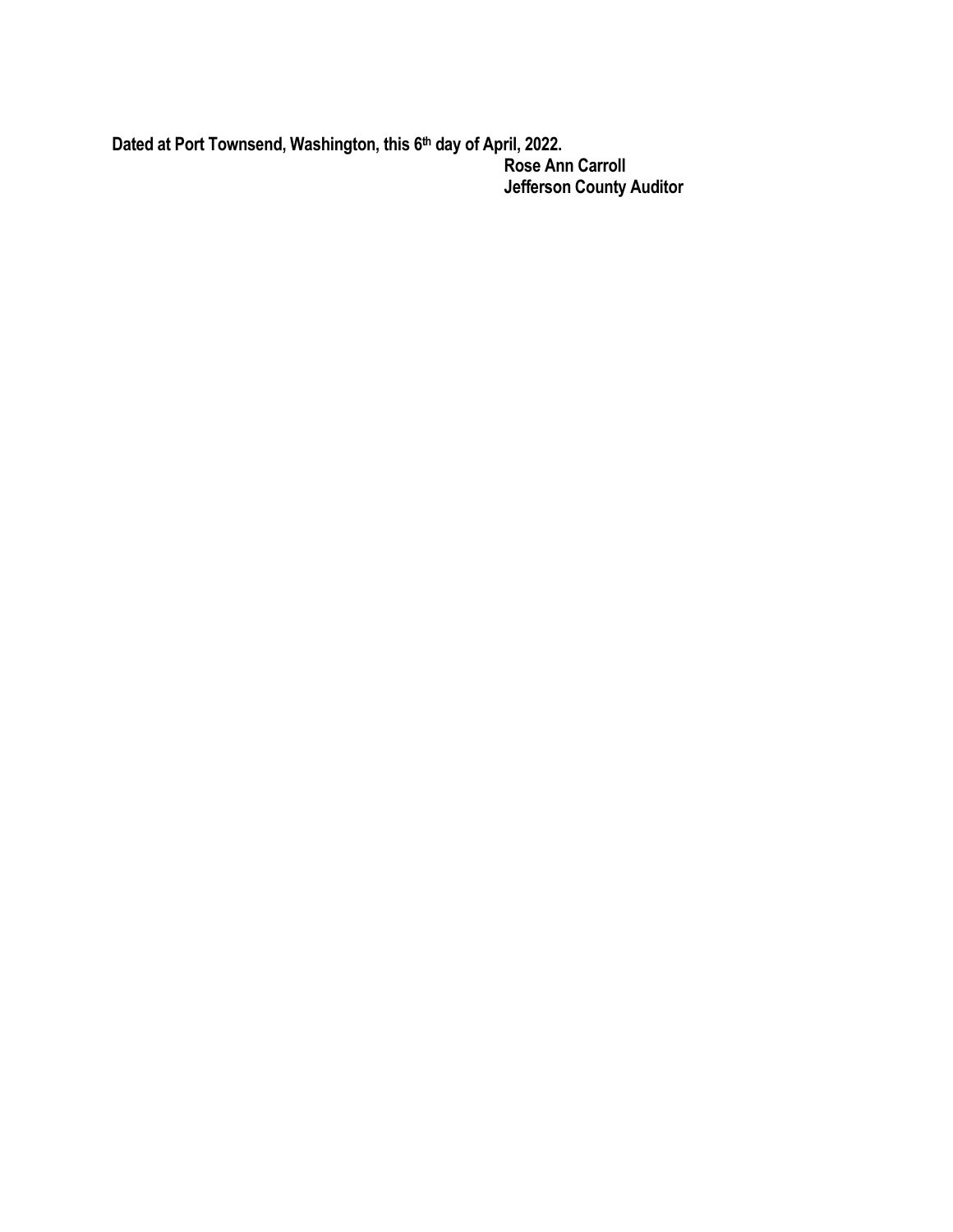**Dated at Port Townsend, Washington, this 6th day of April, 2022.**

**Rose Ann Carroll**
**Jefferson County Auditor**